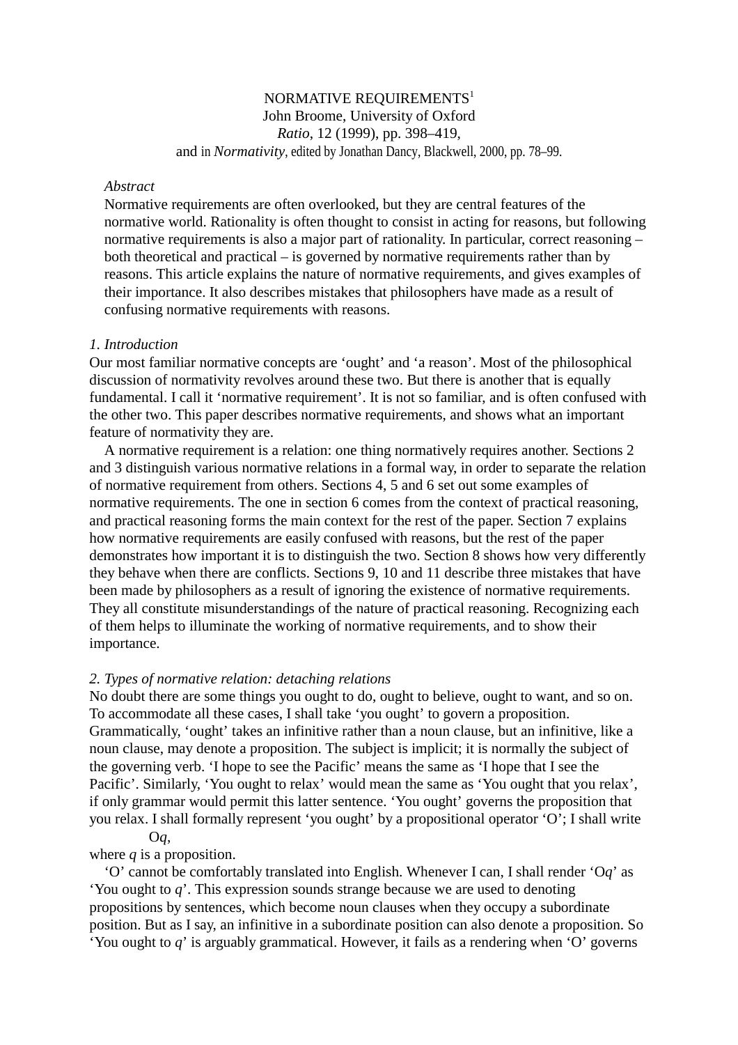# NORMATIVE REQUIREMENTS[1]

John Broome, University of Oxford

*Ratio*, 12 (1999), pp. 398–419,

and in *Normativity*, edited by Jonathan Dancy, Blackwell, 2000, pp. 78–99.

*Abstract*

Normative requirements are often overlooked, but they are central features of the normative world. Rationality is often thought to consist in acting for reasons, but following normative requirements is also a major part of rationality. In particular, correct reasoning – both theoretical and practical – is governed by normative requirements rather than by reasons. This article explains the nature of normative requirements, and gives examples of their importance. It also describes mistakes that philosophers have made as a result of confusing normative requirements with reasons.

## *1. Introduction*

Our most familiar normative concepts are 'ought' and 'a reason'. Most of the philosophical discussion of normativity revolves around these two. But there is another that is equally fundamental. I call it 'normative requirement'. It is not so familiar, and is often confused with the other two. This paper describes normative requirements, and shows what an important feature of normativity they are.

A normative requirement is a relation: one thing normatively requires another. Sections 2 and 3 distinguish various normative relations in a formal way, in order to separate the relation of normative requirement from others. Sections 4, 5 and 6 set out some examples of normative requirements. The one in section 6 comes from the context of practical reasoning, and practical reasoning forms the main context for the rest of the paper. Section 7 explains how normative requirements are easily confused with reasons, but the rest of the paper demonstrates how important it is to distinguish the two. Section 8 shows how very differently they behave when there are conflicts. Sections 9, 10 and 11 describe three mistakes that have been made by philosophers as a result of ignoring the existence of normative requirements. They all constitute misunderstandings of the nature of practical reasoning. Recognizing each of them helps to illuminate the working of normative requirements, and to show their importance.

## *2. Types of normative relation: detaching relations*

No doubt there are some things you ought to do, ought to believe, ought to want, and so on. To accommodate all these cases, I shall take 'you ought' to govern a proposition. Grammatically, 'ought' takes an infinitive rather than a noun clause, but an infinitive, like a noun clause, may denote a proposition. The subject is implicit; it is normally the subject of the governing verb. 'I hope to see the Pacific' means the same as 'I hope that I see the Pacific'. Similarly, 'You ought to relax' would mean the same as 'You ought that you relax', if only grammar would permit this latter sentence. 'You ought' governs the proposition that you relax. I shall formally represent 'you ought' by a propositional operator 'O'; I shall write

O*q*,

where *q* is a proposition.

'O' cannot be comfortably translated into English. Whenever I can, I shall render 'O*q*' as 'You ought to *q*'. This expression sounds strange because we are used to denoting propositions by sentences, which become noun clauses when they occupy a subordinate position. But as I say, an infinitive in a subordinate position can also denote a proposition. So 'You ought to *q*' is arguably grammatical. However, it fails as a rendering when 'O' governs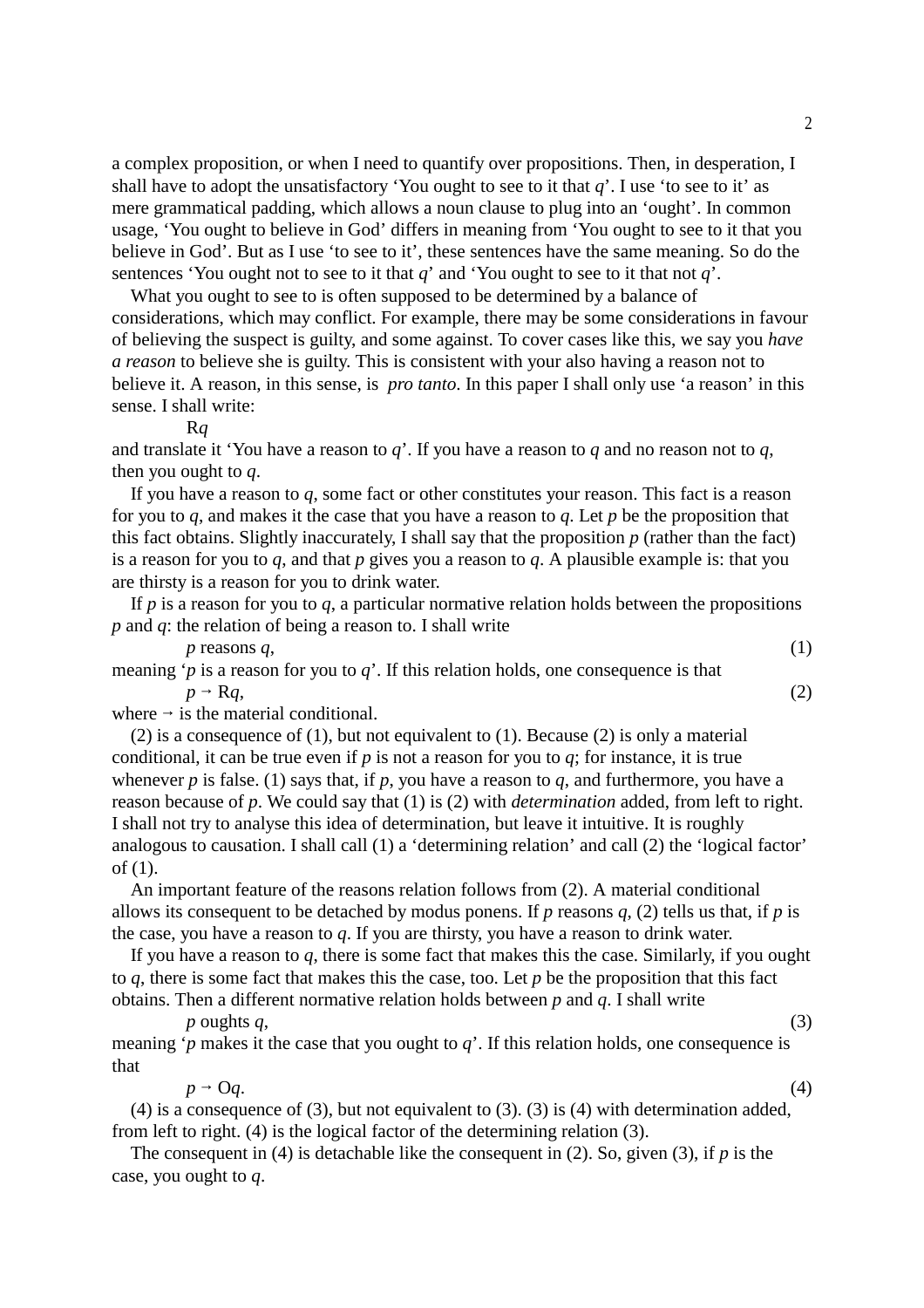a complex proposition, or when I need to quantify over propositions. Then, in desperation, I shall have to adopt the unsatisfactory 'You ought to see to it that *q*'. I use 'to see to it' as mere grammatical padding, which allows a noun clause to plug into an 'ought'. In common usage, 'You ought to believe in God' differs in meaning from 'You ought to see to it that you believe in God'. But as I use 'to see to it', these sentences have the same meaning. So do the sentences 'You ought not to see to it that *q*' and 'You ought to see to it that not *q*'.

What you ought to see to is often supposed to be determined by a balance of considerations, which may conflict. For example, there may be some considerations in favour of believing the suspect is guilty, and some against. To cover cases like this, we say you *have a reason* to believe she is guilty. This is consistent with your also having a reason not to believe it. A reason, in this sense, is *pro tanto*. In this paper I shall only use 'a reason' in this sense. I shall write:

$$\mathrm{R}q$$

and translate it 'You have a reason to *q*'. If you have a reason to *q* and no reason not to *q*, then you ought to *q*.

If you have a reason to *q*, some fact or other constitutes your reason. This fact is a reason for you to *q*, and makes it the case that you have a reason to *q*. Let *p* be the proposition that this fact obtains. Slightly inaccurately, I shall say that the proposition *p* (rather than the fact) is a reason for you to *q*, and that *p* gives you a reason to *q*. A plausible example is: that you are thirsty is a reason for you to drink water.

If *p* is a reason for you to *q*, a particular normative relation holds between the propositions *p* and *q*: the relation of being a reason to. I shall write

$$p \text{ reasons } q, \tag{1}$$

meaning '*p* is a reason for you to *q*'. If this relation holds, one consequence is that

$$p \rightarrow \mathrm{R}q, \tag{2}$$

where → is the material conditional.

(2) is a consequence of (1), but not equivalent to (1). Because (2) is only a material conditional, it can be true even if *p* is not a reason for you to *q*; for instance, it is true whenever *p* is false. (1) says that, if *p*, you have a reason to *q*, and furthermore, you have a reason because of *p*. We could say that (1) is (2) with *determination* added, from left to right. I shall not try to analyse this idea of determination, but leave it intuitive. It is roughly analogous to causation. I shall call (1) a 'determining relation' and call (2) the 'logical factor' of (1).

An important feature of the reasons relation follows from (2). A material conditional allows its consequent to be detached by modus ponens. If *p* reasons *q*, (2) tells us that, if *p* is the case, you have a reason to *q*. If you are thirsty, you have a reason to drink water.

If you have a reason to *q*, there is some fact that makes this the case. Similarly, if you ought to *q*, there is some fact that makes this the case, too. Let *p* be the proposition that this fact obtains. Then a different normative relation holds between *p* and *q*. I shall write

$$p \text{ oughts } q, \tag{3}$$

meaning '*p* makes it the case that you ought to *q*'. If this relation holds, one consequence is that

$$p \rightarrow \mathrm{O}q. \tag{4}$$

(4) is a consequence of (3), but not equivalent to (3). (3) is (4) with determination added, from left to right. (4) is the logical factor of the determining relation (3).

The consequent in (4) is detachable like the consequent in (2). So, given (3), if *p* is the case, you ought to *q*.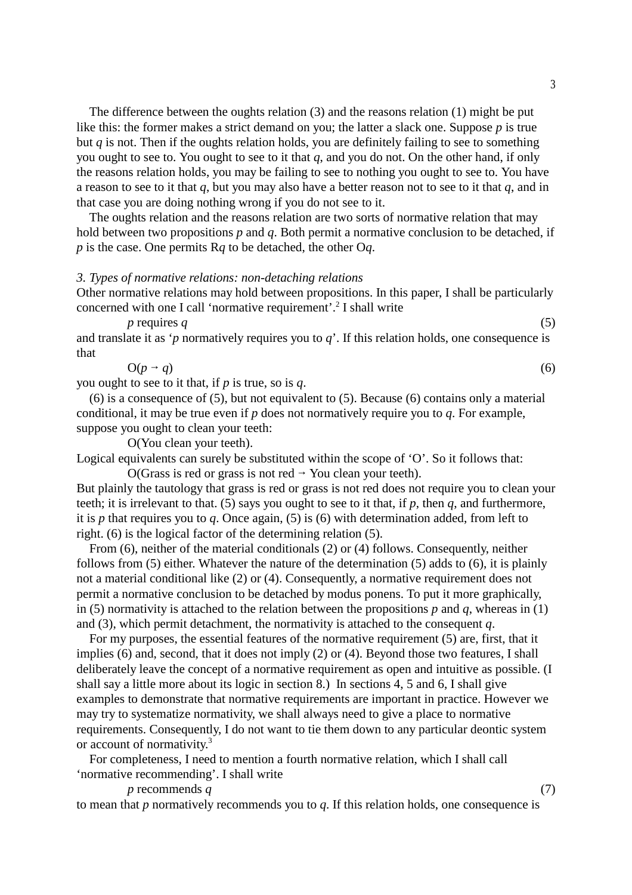The difference between the oughts relation (3) and the reasons relation (1) might be put like this: the former makes a strict demand on you; the latter a slack one. Suppose *p* is true but *q* is not. Then if the oughts relation holds, you are definitely failing to see to something you ought to see to. You ought to see to it that *q*, and you do not. On the other hand, if only the reasons relation holds, you may be failing to see to nothing you ought to see to. You have a reason to see to it that *q*, but you may also have a better reason not to see to it that *q*, and in that case you are doing nothing wrong if you do not see to it.

The oughts relation and the reasons relation are two sorts of normative relation that may hold between two propositions *p* and *q*. Both permit a normative conclusion to be detached, if *p* is the case. One permits R*q* to be detached, the other O*q*.

### *3. Types of normative relations: non-detaching relations*

Other normative relations may hold between propositions. In this paper, I shall be particularly concerned with one I call 'normative requirement'.[2] I shall write

*p* requires *q* (5)

and translate it as '*p* normatively requires you to *q*'. If this relation holds, one consequence is that

$O(p \rightarrow q)$ (6)

you ought to see to it that, if *p* is true, so is *q*.

(6) is a consequence of (5), but not equivalent to (5). Because (6) contains only a material conditional, it may be true even if *p* does not normatively require you to *q*. For example, suppose you ought to clean your teeth:

O(You clean your teeth).

Logical equivalents can surely be substituted within the scope of 'O'. So it follows that:

O(Grass is red or grass is not red → You clean your teeth).

But plainly the tautology that grass is red or grass is not red does not require you to clean your teeth; it is irrelevant to that. (5) says you ought to see to it that, if *p*, then *q*, and furthermore, it is *p* that requires you to *q*. Once again, (5) is (6) with determination added, from left to right. (6) is the logical factor of the determining relation (5).

From (6), neither of the material conditionals (2) or (4) follows. Consequently, neither follows from (5) either. Whatever the nature of the determination (5) adds to (6), it is plainly not a material conditional like (2) or (4). Consequently, a normative requirement does not permit a normative conclusion to be detached by modus ponens. To put it more graphically, in (5) normativity is attached to the relation between the propositions *p* and *q*, whereas in (1) and (3), which permit detachment, the normativity is attached to the consequent *q*.

For my purposes, the essential features of the normative requirement (5) are, first, that it implies (6) and, second, that it does not imply (2) or (4). Beyond those two features, I shall deliberately leave the concept of a normative requirement as open and intuitive as possible. (I shall say a little more about its logic in section 8.) In sections 4, 5 and 6, I shall give examples to demonstrate that normative requirements are important in practice. However we may try to systematize normativity, we shall always need to give a place to normative requirements. Consequently, I do not want to tie them down to any particular deontic system or account of normativity.[3]

For completeness, I need to mention a fourth normative relation, which I shall call 'normative recommending'. I shall write

*p* recommends *q* (7)

to mean that *p* normatively recommends you to *q*. If this relation holds, one consequence is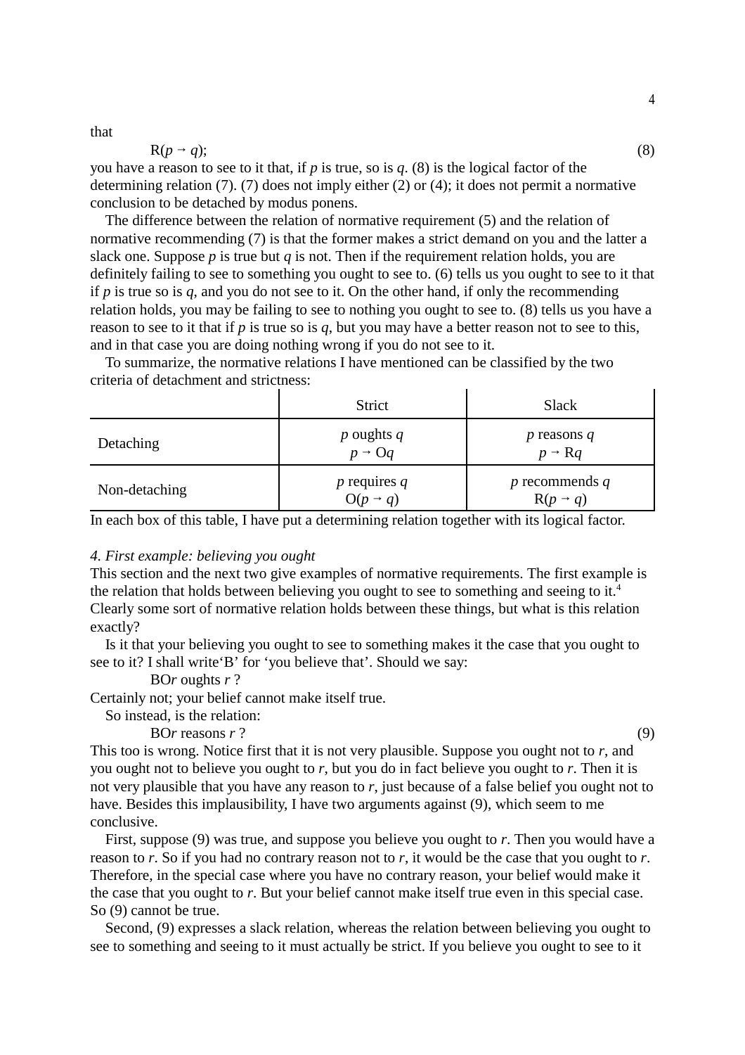that

$$R(p \rightarrow q); \tag{8}$$

you have a reason to see to it that, if *p* is true, so is *q*. (8) is the logical factor of the determining relation (7). (7) does not imply either (2) or (4); it does not permit a normative conclusion to be detached by modus ponens.

The difference between the relation of normative requirement (5) and the relation of normative recommending (7) is that the former makes a strict demand on you and the latter a slack one. Suppose *p* is true but *q* is not. Then if the requirement relation holds, you are definitely failing to see to something you ought to see to. (6) tells us you ought to see to it that if *p* is true so is *q*, and you do not see to it. On the other hand, if only the recommending relation holds, you may be failing to see to nothing you ought to see to. (8) tells us you have a reason to see to it that if *p* is true so is *q*, but you may have a better reason not to see to this, and in that case you are doing nothing wrong if you do not see to it.

To summarize, the normative relations I have mentioned can be classified by the two criteria of detachment and strictness:

| | Strict | Slack |
|---|---|---|
| Detaching | *p* oughts *q* <br> $p \rightarrow Oq$ | *p* reasons *q* <br> $p \rightarrow Rq$ |
| Non-detaching | *p* requires *q* <br> $O(p \rightarrow q)$ | *p* recommends *q* <br> $R(p \rightarrow q)$ |

In each box of this table, I have put a determining relation together with its logical factor.

*4. First example: believing you ought*

This section and the next two give examples of normative requirements. The first example is the relation that holds between believing you ought to see to something and seeing to it.[4] Clearly some sort of normative relation holds between these things, but what is this relation exactly?

Is it that your believing you ought to see to something makes it the case that you ought to see to it? I shall write'B' for 'you believe that'. Should we say:

BO*r* oughts *r* ?

Certainly not; your belief cannot make itself true.

So instead, is the relation:

BO*r* reasons *r* ? (9)

This too is wrong. Notice first that it is not very plausible. Suppose you ought not to *r*, and you ought not to believe you ought to *r*, but you do in fact believe you ought to *r*. Then it is not very plausible that you have any reason to *r*, just because of a false belief you ought not to have. Besides this implausibility, I have two arguments against (9), which seem to me conclusive.

First, suppose (9) was true, and suppose you believe you ought to *r*. Then you would have a reason to *r*. So if you had no contrary reason not to *r*, it would be the case that you ought to *r*. Therefore, in the special case where you have no contrary reason, your belief would make it the case that you ought to *r*. But your belief cannot make itself true even in this special case. So (9) cannot be true.

Second, (9) expresses a slack relation, whereas the relation between believing you ought to see to something and seeing to it must actually be strict. If you believe you ought to see to it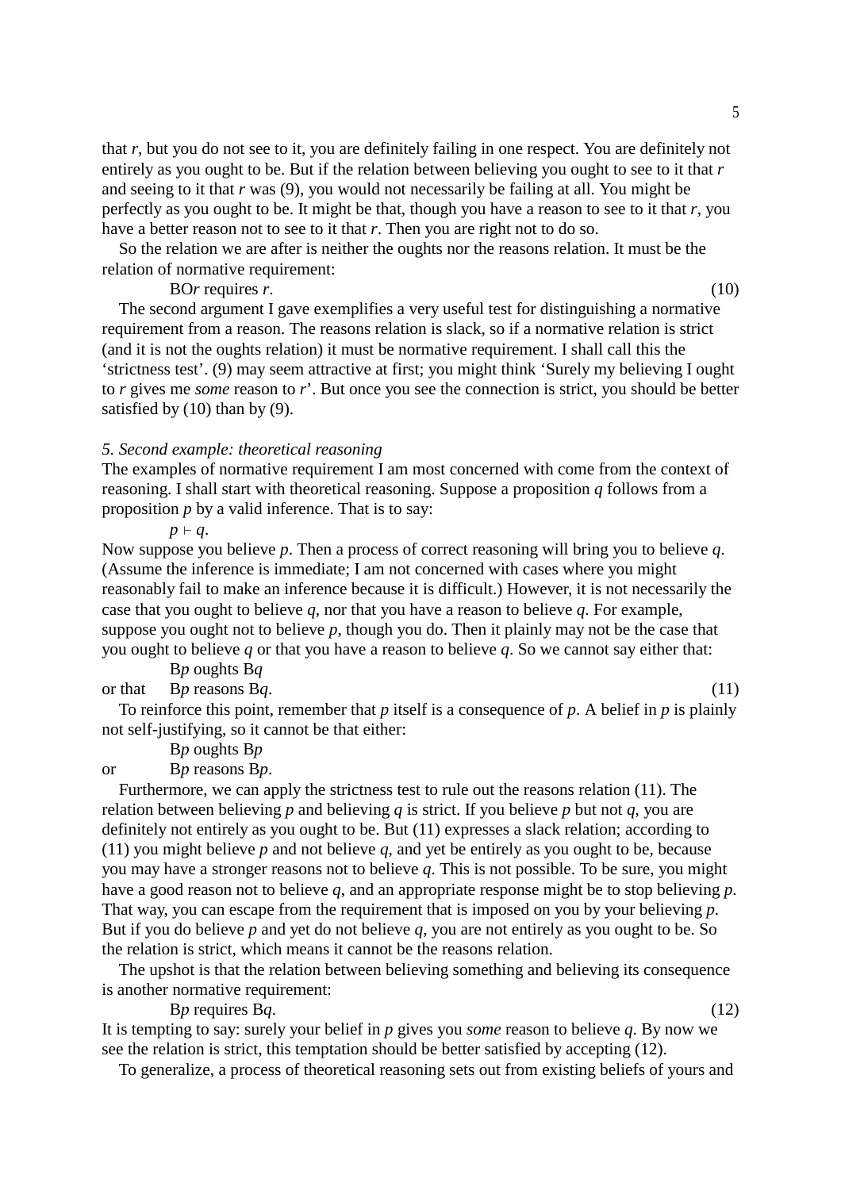that *r*, but you do not see to it, you are definitely failing in one respect. You are definitely not entirely as you ought to be. But if the relation between believing you ought to see to it that *r* and seeing to it that *r* was (9), you would not necessarily be failing at all. You might be perfectly as you ought to be. It might be that, though you have a reason to see to it that *r*, you have a better reason not to see to it that *r*. Then you are right not to do so.

So the relation we are after is neither the oughts nor the reasons relation. It must be the relation of normative requirement:

BO*r* requires *r*. (10)

The second argument I gave exemplifies a very useful test for distinguishing a normative requirement from a reason. The reasons relation is slack, so if a normative relation is strict (and it is not the oughts relation) it must be normative requirement. I shall call this the 'strictness test'. (9) may seem attractive at first; you might think 'Surely my believing I ought to *r* gives me *some* reason to *r*'. But once you see the connection is strict, you should be better satisfied by (10) than by (9).

*5. Second example: theoretical reasoning*

The examples of normative requirement I am most concerned with come from the context of reasoning. I shall start with theoretical reasoning. Suppose a proposition *q* follows from a proposition *p* by a valid inference. That is to say:

$p \vdash q$.

Now suppose you believe *p*. Then a process of correct reasoning will bring you to believe *q*. (Assume the inference is immediate; I am not concerned with cases where you might reasonably fail to make an inference because it is difficult.) However, it is not necessarily the case that you ought to believe *q*, nor that you have a reason to believe *q*. For example, suppose you ought not to believe *p*, though you do. Then it plainly may not be the case that you ought to believe *q* or that you have a reason to believe *q*. So we cannot say either that:

B*p* oughts B*q*

or that B*p* reasons B*q*. (11)

To reinforce this point, remember that *p* itself is a consequence of *p*. A belief in *p* is plainly not self-justifying, so it cannot be that either:

B*p* oughts B*p*

or B*p* reasons B*p*.

Furthermore, we can apply the strictness test to rule out the reasons relation (11). The relation between believing *p* and believing *q* is strict. If you believe *p* but not *q*, you are definitely not entirely as you ought to be. But (11) expresses a slack relation; according to (11) you might believe *p* and not believe *q*, and yet be entirely as you ought to be, because you may have a stronger reasons not to believe *q*. This is not possible. To be sure, you might have a good reason not to believe *q*, and an appropriate response might be to stop believing *p*. That way, you can escape from the requirement that is imposed on you by your believing *p*. But if you do believe *p* and yet do not believe *q*, you are not entirely as you ought to be. So the relation is strict, which means it cannot be the reasons relation.

The upshot is that the relation between believing something and believing its consequence is another normative requirement:

B*p* requires B*q*. (12)

It is tempting to say: surely your belief in *p* gives you *some* reason to believe *q*. By now we see the relation is strict, this temptation should be better satisfied by accepting (12).

To generalize, a process of theoretical reasoning sets out from existing beliefs of yours and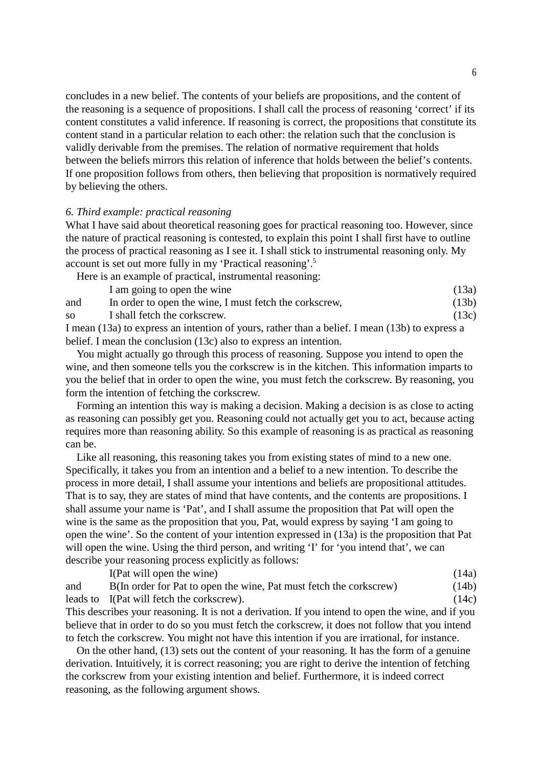concludes in a new belief. The contents of your beliefs are propositions, and the content of the reasoning is a sequence of propositions. I shall call the process of reasoning 'correct' if its content constitutes a valid inference. If reasoning is correct, the propositions that constitute its content stand in a particular relation to each other: the relation such that the conclusion is validly derivable from the premises. The relation of normative requirement that holds between the beliefs mirrors this relation of inference that holds between the belief's contents. If one proposition follows from others, then believing that proposition is normatively required by believing the others.

*6. Third example: practical reasoning*

What I have said about theoretical reasoning goes for practical reasoning too. However, since the nature of practical reasoning is contested, to explain this point I shall first have to outline the process of practical reasoning as I see it. I shall stick to instrumental reasoning only. My account is set out more fully in my 'Practical reasoning'.[5]

Here is an example of practical, instrumental reasoning:

| | | |
|---|---|---|
| | I am going to open the wine | (13a) |
| and | In order to open the wine, I must fetch the corkscrew, | (13b) |
| so | I shall fetch the corkscrew. | (13c) |

I mean (13a) to express an intention of yours, rather than a belief. I mean (13b) to express a belief. I mean the conclusion (13c) also to express an intention.

You might actually go through this process of reasoning. Suppose you intend to open the wine, and then someone tells you the corkscrew is in the kitchen. This information imparts to you the belief that in order to open the wine, you must fetch the corkscrew. By reasoning, you form the intention of fetching the corkscrew.

Forming an intention this way is making a decision. Making a decision is as close to acting as reasoning can possibly get you. Reasoning could not actually get you to act, because acting requires more than reasoning ability. So this example of reasoning is as practical as reasoning can be.

Like all reasoning, this reasoning takes you from existing states of mind to a new one. Specifically, it takes you from an intention and a belief to a new intention. To describe the process in more detail, I shall assume your intentions and beliefs are propositional attitudes. That is to say, they are states of mind that have contents, and the contents are propositions. I shall assume your name is 'Pat', and I shall assume the proposition that Pat will open the wine is the same as the proposition that you, Pat, would express by saying 'I am going to open the wine'. So the content of your intention expressed in (13a) is the proposition that Pat will open the wine. Using the third person, and writing 'I' for 'you intend that', we can describe your reasoning process explicitly as follows:

| | | |
|---|---|---|
| | I(Pat will open the wine) | (14a) |
| and | B(In order for Pat to open the wine, Pat must fetch the corkscrew) | (14b) |
| leads to | I(Pat will fetch the corkscrew). | (14c) |

This describes your reasoning. It is not a derivation. If you intend to open the wine, and if you believe that in order to do so you must fetch the corkscrew, it does not follow that you intend to fetch the corkscrew. You might not have this intention if you are irrational, for instance.

On the other hand, (13) sets out the content of your reasoning. It has the form of a genuine derivation. Intuitively, it is correct reasoning; you are right to derive the intention of fetching the corkscrew from your existing intention and belief. Furthermore, it is indeed correct reasoning, as the following argument shows.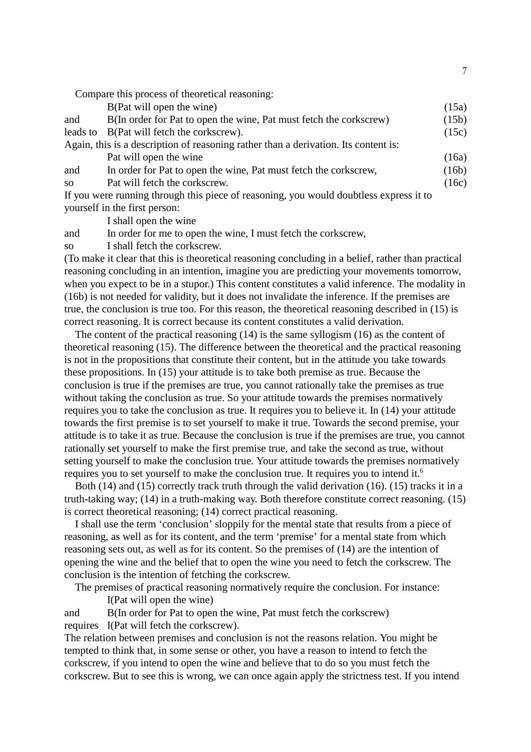Compare this process of theoretical reasoning:

| | | |
|---|---|---|
| | B(Pat will open the wine) | (15a) |
| and | B(In order for Pat to open the wine, Pat must fetch the corkscrew) | (15b) |
| leads to | B(Pat will fetch the corkscrew). | (15c) |

Again, this is a description of reasoning rather than a derivation. Its content is:

| | | |
|---|---|---|
| | Pat will open the wine | (16a) |
| and | In order for Pat to open the wine, Pat must fetch the corkscrew, | (16b) |
| so | Pat will fetch the corkscrew. | (16c) |

If you were running through this piece of reasoning, you would doubtless express it to yourself in the first person:

| | |
|---|---|
| | I shall open the wine |
| and | In order for me to open the wine, I must fetch the corkscrew, |
| so | I shall fetch the corkscrew. |

(To make it clear that this is theoretical reasoning concluding in a belief, rather than practical reasoning concluding in an intention, imagine you are predicting your movements tomorrow, when you expect to be in a stupor.) This content constitutes a valid inference. The modality in (16b) is not needed for validity, but it does not invalidate the inference. If the premises are true, the conclusion is true too. For this reason, the theoretical reasoning described in (15) is correct reasoning. It is correct because its content constitutes a valid derivation.

The content of the practical reasoning (14) is the same syllogism (16) as the content of theoretical reasoning (15). The difference between the theoretical and the practical reasoning is not in the propositions that constitute their content, but in the attitude you take towards these propositions. In (15) your attitude is to take both premise as true. Because the conclusion is true if the premises are true, you cannot rationally take the premises as true without taking the conclusion as true. So your attitude towards the premises normatively requires you to take the conclusion as true. It requires you to believe it. In (14) your attitude towards the first premise is to set yourself to make it true. Towards the second premise, your attitude is to take it as true. Because the conclusion is true if the premises are true, you cannot rationally set yourself to make the first premise true, and take the second as true, without setting yourself to make the conclusion true. Your attitude towards the premises normatively requires you to set yourself to make the conclusion true. It requires you to intend it.[6]

Both (14) and (15) correctly track truth through the valid derivation (16). (15) tracks it in a truth-taking way; (14) in a truth-making way. Both therefore constitute correct reasoning. (15) is correct theoretical reasoning; (14) correct practical reasoning.

I shall use the term 'conclusion' sloppily for the mental state that results from a piece of reasoning, as well as for its content, and the term 'premise' for a mental state from which reasoning sets out, as well as for its content. So the premises of (14) are the intention of opening the wine and the belief that to open the wine you need to fetch the corkscrew. The conclusion is the intention of fetching the corkscrew.

The premises of practical reasoning normatively require the conclusion. For instance:

| | |
|---|---|
| | I(Pat will open the wine) |
| and | B(In order for Pat to open the wine, Pat must fetch the corkscrew) |
| requires | I(Pat will fetch the corkscrew). |

The relation between premises and conclusion is not the reasons relation. You might be tempted to think that, in some sense or other, you have a reason to intend to fetch the corkscrew, if you intend to open the wine and believe that to do so you must fetch the corkscrew. But to see this is wrong, we can once again apply the strictness test. If you intend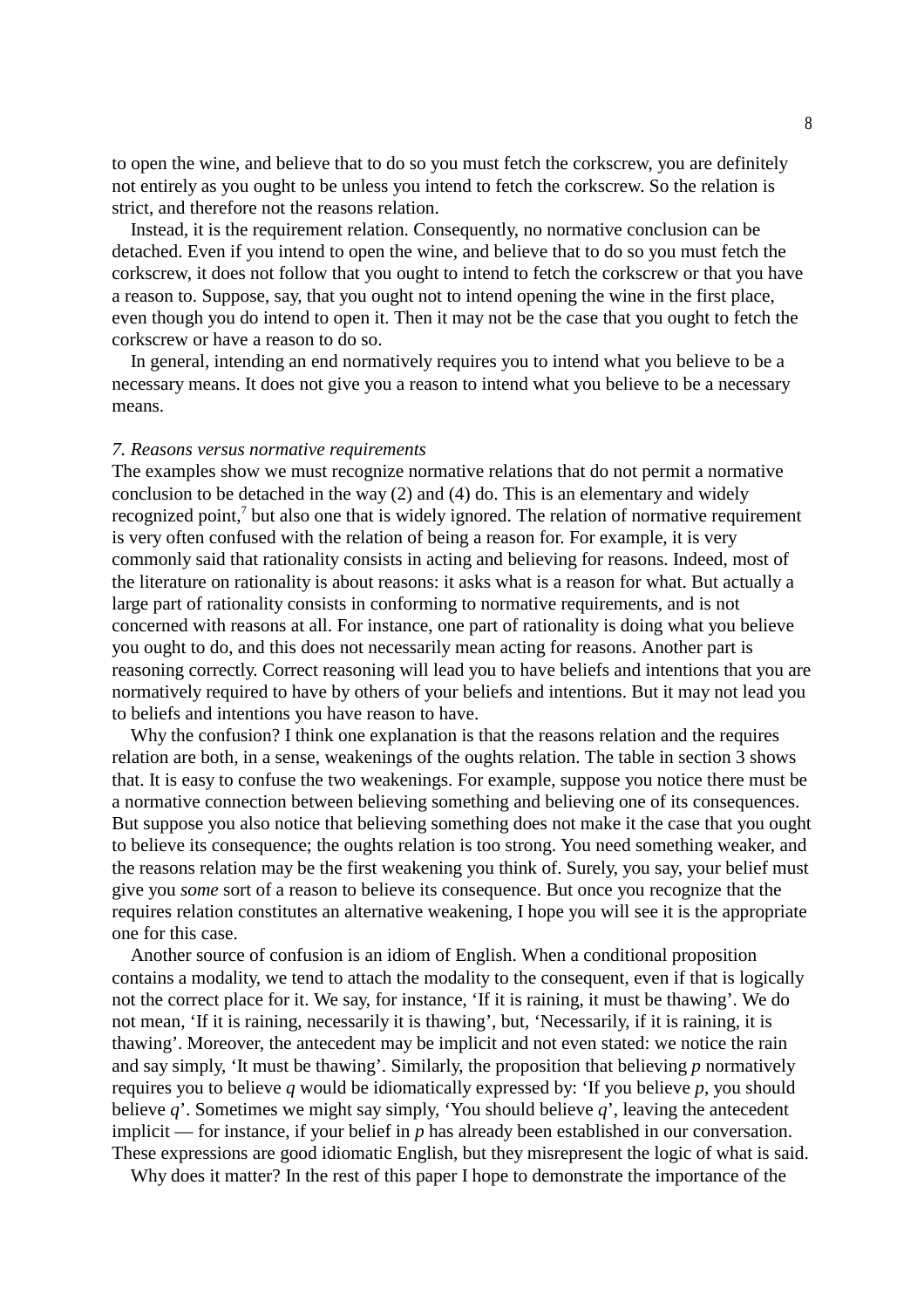to open the wine, and believe that to do so you must fetch the corkscrew, you are definitely not entirely as you ought to be unless you intend to fetch the corkscrew. So the relation is strict, and therefore not the reasons relation.

Instead, it is the requirement relation. Consequently, no normative conclusion can be detached. Even if you intend to open the wine, and believe that to do so you must fetch the corkscrew, it does not follow that you ought to intend to fetch the corkscrew or that you have a reason to. Suppose, say, that you ought not to intend opening the wine in the first place, even though you do intend to open it. Then it may not be the case that you ought to fetch the corkscrew or have a reason to do so.

In general, intending an end normatively requires you to intend what you believe to be a necessary means. It does not give you a reason to intend what you believe to be a necessary means.

*7. Reasons versus normative requirements*

The examples show we must recognize normative relations that do not permit a normative conclusion to be detached in the way (2) and (4) do. This is an elementary and widely recognized point,[7] but also one that is widely ignored. The relation of normative requirement is very often confused with the relation of being a reason for. For example, it is very commonly said that rationality consists in acting and believing for reasons. Indeed, most of the literature on rationality is about reasons: it asks what is a reason for what. But actually a large part of rationality consists in conforming to normative requirements, and is not concerned with reasons at all. For instance, one part of rationality is doing what you believe you ought to do, and this does not necessarily mean acting for reasons. Another part is reasoning correctly. Correct reasoning will lead you to have beliefs and intentions that you are normatively required to have by others of your beliefs and intentions. But it may not lead you to beliefs and intentions you have reason to have.

Why the confusion? I think one explanation is that the reasons relation and the requires relation are both, in a sense, weakenings of the oughts relation. The table in section 3 shows that. It is easy to confuse the two weakenings. For example, suppose you notice there must be a normative connection between believing something and believing one of its consequences. But suppose you also notice that believing something does not make it the case that you ought to believe its consequence; the oughts relation is too strong. You need something weaker, and the reasons relation may be the first weakening you think of. Surely, you say, your belief must give you *some* sort of a reason to believe its consequence. But once you recognize that the requires relation constitutes an alternative weakening, I hope you will see it is the appropriate one for this case.

Another source of confusion is an idiom of English. When a conditional proposition contains a modality, we tend to attach the modality to the consequent, even if that is logically not the correct place for it. We say, for instance, ‘If it is raining, it must be thawing’. We do not mean, ‘If it is raining, necessarily it is thawing’, but, ‘Necessarily, if it is raining, it is thawing’. Moreover, the antecedent may be implicit and not even stated: we notice the rain and say simply, ‘It must be thawing’. Similarly, the proposition that believing *p* normatively requires you to believe *q* would be idiomatically expressed by: ‘If you believe *p*, you should believe *q*’. Sometimes we might say simply, ‘You should believe *q*’, leaving the antecedent implicit — for instance, if your belief in *p* has already been established in our conversation. These expressions are good idiomatic English, but they misrepresent the logic of what is said.

Why does it matter? In the rest of this paper I hope to demonstrate the importance of the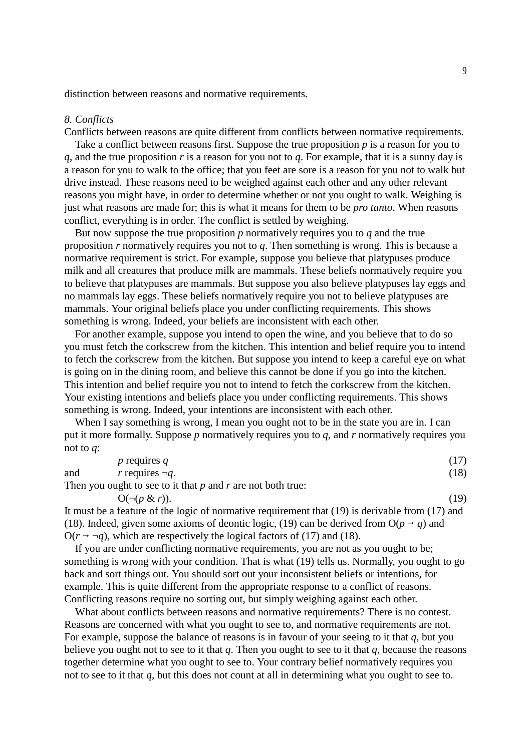distinction between reasons and normative requirements.

*8. Conflicts*

Conflicts between reasons are quite different from conflicts between normative requirements.

Take a conflict between reasons first. Suppose the true proposition $p$ is a reason for you to $q$, and the true proposition $r$ is a reason for you not to $q$. For example, that it is a sunny day is a reason for you to walk to the office; that you feet are sore is a reason for you not to walk but drive instead. These reasons need to be weighed against each other and any other relevant reasons you might have, in order to determine whether or not you ought to walk. Weighing is just what reasons are made for; this is what it means for them to be *pro tanto*. When reasons conflict, everything is in order. The conflict is settled by weighing.

But now suppose the true proposition $p$ normatively requires you to $q$ and the true proposition $r$ normatively requires you not to $q$. Then something is wrong. This is because a normative requirement is strict. For example, suppose you believe that platypuses produce milk and all creatures that produce milk are mammals. These beliefs normatively require you to believe that platypuses are mammals. But suppose you also believe platypuses lay eggs and no mammals lay eggs. These beliefs normatively require you not to believe platypuses are mammals. Your original beliefs place you under conflicting requirements. This shows something is wrong. Indeed, your beliefs are inconsistent with each other.

For another example, suppose you intend to open the wine, and you believe that to do so you must fetch the corkscrew from the kitchen. This intention and belief require you to intend to fetch the corkscrew from the kitchen. But suppose you intend to keep a careful eye on what is going on in the dining room, and believe this cannot be done if you go into the kitchen. This intention and belief require you not to intend to fetch the corkscrew from the kitchen. Your existing intentions and beliefs place you under conflicting requirements. This shows something is wrong. Indeed, your intentions are inconsistent with each other.

When I say something is wrong, I mean you ought not to be in the state you are in. I can put it more formally. Suppose $p$ normatively requires you to $q$, and $r$ normatively requires you not to $q$:

$$p \text{ requires } q \tag{17}$$

and

$$r \text{ requires } \neg q. \tag{18}$$

Then you ought to see to it that $p$ and $r$ are not both true:

$$\mathrm{O}(\neg(p \,\&\, r)). \tag{19}$$

It must be a feature of the logic of normative requirement that (19) is derivable from (17) and (18). Indeed, given some axioms of deontic logic, (19) can be derived from $\mathrm{O}(p \rightarrow q)$ and $\mathrm{O}(r \rightarrow \neg q)$, which are respectively the logical factors of (17) and (18).

If you are under conflicting normative requirements, you are not as you ought to be; something is wrong with your condition. That is what (19) tells us. Normally, you ought to go back and sort things out. You should sort out your inconsistent beliefs or intentions, for example. This is quite different from the appropriate response to a conflict of reasons. Conflicting reasons require no sorting out, but simply weighing against each other.

What about conflicts between reasons and normative requirements? There is no contest. Reasons are concerned with what you ought to see to, and normative requirements are not. For example, suppose the balance of reasons is in favour of your seeing to it that $q$, but you believe you ought not to see to it that $q$. Then you ought to see to it that $q$, because the reasons together determine what you ought to see to. Your contrary belief normatively requires you not to see to it that $q$, but this does not count at all in determining what you ought to see to.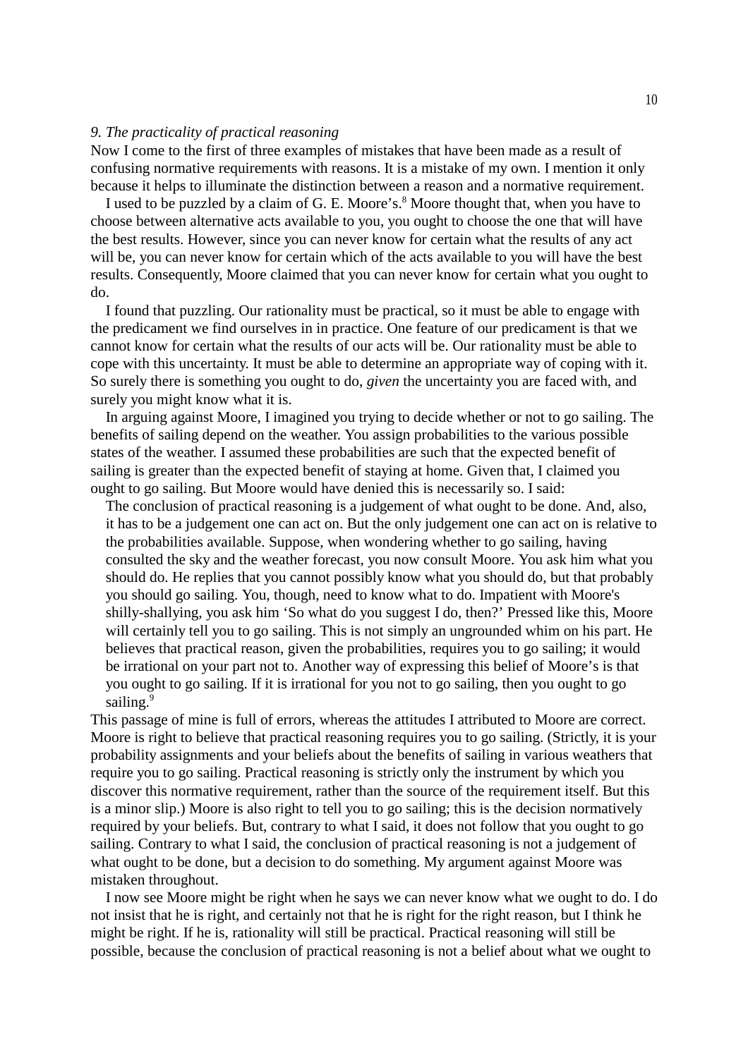*9. The practicality of practical reasoning*

Now I come to the first of three examples of mistakes that have been made as a result of confusing normative requirements with reasons. It is a mistake of my own. I mention it only because it helps to illuminate the distinction between a reason and a normative requirement.

I used to be puzzled by a claim of G. E. Moore's.[8] Moore thought that, when you have to choose between alternative acts available to you, you ought to choose the one that will have the best results. However, since you can never know for certain what the results of any act will be, you can never know for certain which of the acts available to you will have the best results. Consequently, Moore claimed that you can never know for certain what you ought to do.

I found that puzzling. Our rationality must be practical, so it must be able to engage with the predicament we find ourselves in in practice. One feature of our predicament is that we cannot know for certain what the results of our acts will be. Our rationality must be able to cope with this uncertainty. It must be able to determine an appropriate way of coping with it. So surely there is something you ought to do, *given* the uncertainty you are faced with, and surely you might know what it is.

In arguing against Moore, I imagined you trying to decide whether or not to go sailing. The benefits of sailing depend on the weather. You assign probabilities to the various possible states of the weather. I assumed these probabilities are such that the expected benefit of sailing is greater than the expected benefit of staying at home. Given that, I claimed you ought to go sailing. But Moore would have denied this is necessarily so. I said:

> The conclusion of practical reasoning is a judgement of what ought to be done. And, also, it has to be a judgement one can act on. But the only judgement one can act on is relative to the probabilities available. Suppose, when wondering whether to go sailing, having consulted the sky and the weather forecast, you now consult Moore. You ask him what you should do. He replies that you cannot possibly know what you should do, but that probably you should go sailing. You, though, need to know what to do. Impatient with Moore's shilly-shallying, you ask him 'So what do you suggest I do, then?' Pressed like this, Moore will certainly tell you to go sailing. This is not simply an ungrounded whim on his part. He believes that practical reason, given the probabilities, requires you to go sailing; it would be irrational on your part not to. Another way of expressing this belief of Moore's is that you ought to go sailing. If it is irrational for you not to go sailing, then you ought to go sailing.[9]

This passage of mine is full of errors, whereas the attitudes I attributed to Moore are correct. Moore is right to believe that practical reasoning requires you to go sailing. (Strictly, it is your probability assignments and your beliefs about the benefits of sailing in various weathers that require you to go sailing. Practical reasoning is strictly only the instrument by which you discover this normative requirement, rather than the source of the requirement itself. But this is a minor slip.) Moore is also right to tell you to go sailing; this is the decision normatively required by your beliefs. But, contrary to what I said, it does not follow that you ought to go sailing. Contrary to what I said, the conclusion of practical reasoning is not a judgement of what ought to be done, but a decision to do something. My argument against Moore was mistaken throughout.

I now see Moore might be right when he says we can never know what we ought to do. I do not insist that he is right, and certainly not that he is right for the right reason, but I think he might be right. If he is, rationality will still be practical. Practical reasoning will still be possible, because the conclusion of practical reasoning is not a belief about what we ought to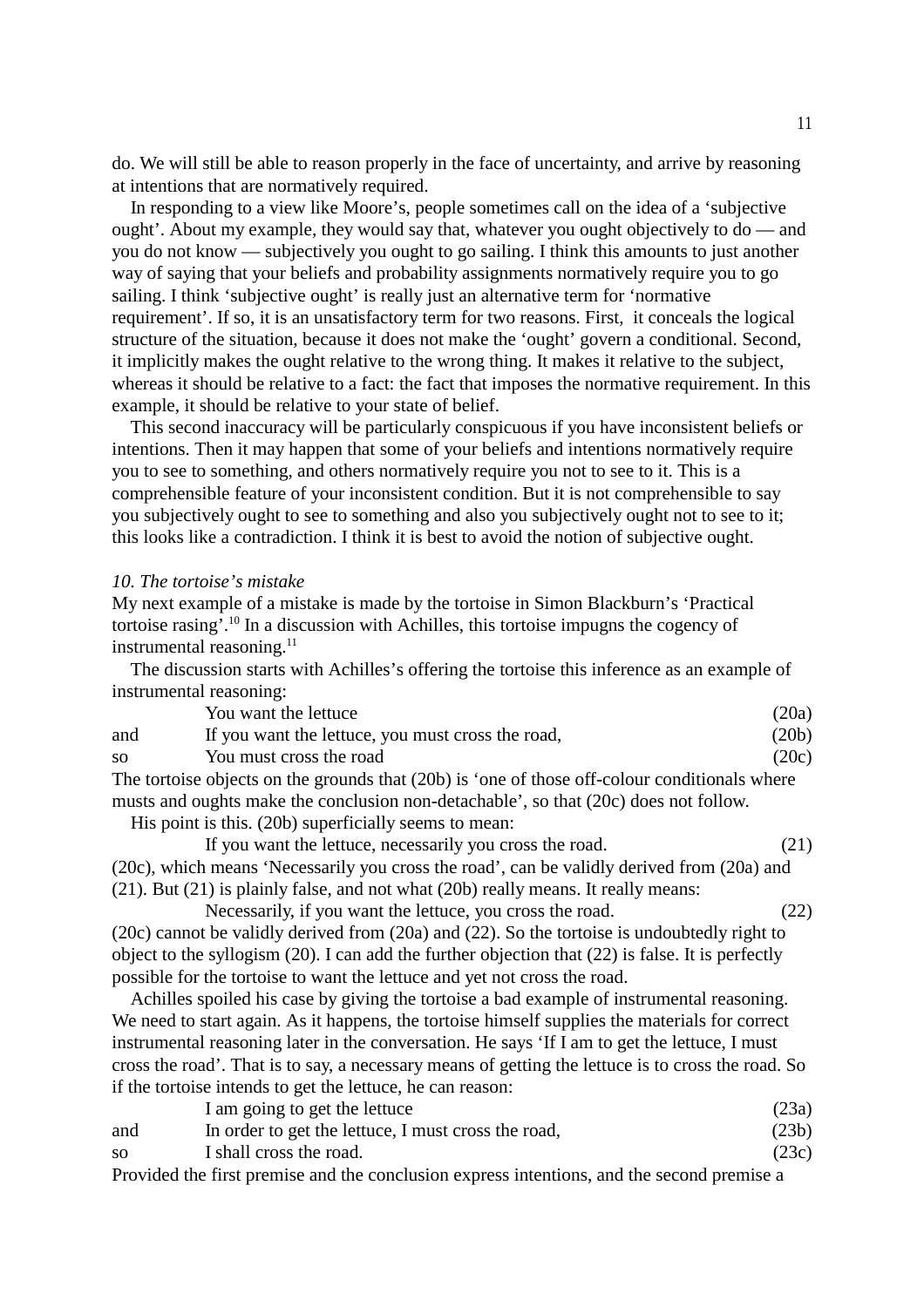do. We will still be able to reason properly in the face of uncertainty, and arrive by reasoning at intentions that are normatively required.

In responding to a view like Moore's, people sometimes call on the idea of a 'subjective ought'. About my example, they would say that, whatever you ought objectively to do — and you do not know — subjectively you ought to go sailing. I think this amounts to just another way of saying that your beliefs and probability assignments normatively require you to go sailing. I think 'subjective ought' is really just an alternative term for 'normative requirement'. If so, it is an unsatisfactory term for two reasons. First, it conceals the logical structure of the situation, because it does not make the 'ought' govern a conditional. Second, it implicitly makes the ought relative to the wrong thing. It makes it relative to the subject, whereas it should be relative to a fact: the fact that imposes the normative requirement. In this example, it should be relative to your state of belief.

This second inaccuracy will be particularly conspicuous if you have inconsistent beliefs or intentions. Then it may happen that some of your beliefs and intentions normatively require you to see to something, and others normatively require you not to see to it. This is a comprehensible feature of your inconsistent condition. But it is not comprehensible to say you subjectively ought to see to something and also you subjectively ought not to see to it; this looks like a contradiction. I think it is best to avoid the notion of subjective ought.

### *10. The tortoise's mistake*

My next example of a mistake is made by the tortoise in Simon Blackburn's 'Practical tortoise rasing'.[10] In a discussion with Achilles, this tortoise impugns the cogency of instrumental reasoning.[11]

The discussion starts with Achilles's offering the tortoise this inference as an example of instrumental reasoning:

|  |  |  |
|---|---|---|
|  | You want the lettuce | (20a) |
| and | If you want the lettuce, you must cross the road, | (20b) |
| so | You must cross the road | (20c) |

The tortoise objects on the grounds that (20b) is 'one of those off-colour conditionals where musts and oughts make the conclusion non-detachable', so that (20c) does not follow.

His point is this. (20b) superficially seems to mean:

If you want the lettuce, necessarily you cross the road. (21)

(20c), which means 'Necessarily you cross the road', can be validly derived from (20a) and (21). But (21) is plainly false, and not what (20b) really means. It really means:

Necessarily, if you want the lettuce, you cross the road. (22)

(20c) cannot be validly derived from (20a) and (22). So the tortoise is undoubtedly right to object to the syllogism (20). I can add the further objection that (22) is false. It is perfectly possible for the tortoise to want the lettuce and yet not cross the road.

Achilles spoiled his case by giving the tortoise a bad example of instrumental reasoning. We need to start again. As it happens, the tortoise himself supplies the materials for correct instrumental reasoning later in the conversation. He says 'If I am to get the lettuce, I must cross the road'. That is to say, a necessary means of getting the lettuce is to cross the road. So if the tortoise intends to get the lettuce, he can reason:

|  |  |  |
|---|---|---|
|  | I am going to get the lettuce | (23a) |
| and | In order to get the lettuce, I must cross the road, | (23b) |
| so | I shall cross the road. | (23c) |

Provided the first premise and the conclusion express intentions, and the second premise a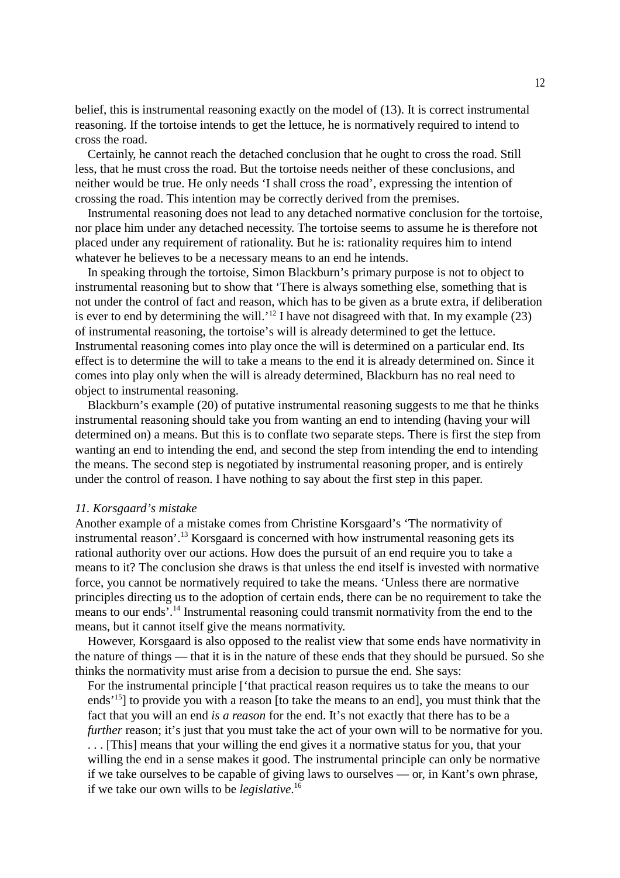belief, this is instrumental reasoning exactly on the model of (13). It is correct instrumental reasoning. If the tortoise intends to get the lettuce, he is normatively required to intend to cross the road.

Certainly, he cannot reach the detached conclusion that he ought to cross the road. Still less, that he must cross the road. But the tortoise needs neither of these conclusions, and neither would be true. He only needs 'I shall cross the road', expressing the intention of crossing the road. This intention may be correctly derived from the premises.

Instrumental reasoning does not lead to any detached normative conclusion for the tortoise, nor place him under any detached necessity. The tortoise seems to assume he is therefore not placed under any requirement of rationality. But he is: rationality requires him to intend whatever he believes to be a necessary means to an end he intends.

In speaking through the tortoise, Simon Blackburn's primary purpose is not to object to instrumental reasoning but to show that 'There is always something else, something that is not under the control of fact and reason, which has to be given as a brute extra, if deliberation is ever to end by determining the will.'[12] I have not disagreed with that. In my example (23) of instrumental reasoning, the tortoise's will is already determined to get the lettuce. Instrumental reasoning comes into play once the will is determined on a particular end. Its effect is to determine the will to take a means to the end it is already determined on. Since it comes into play only when the will is already determined, Blackburn has no real need to object to instrumental reasoning.

Blackburn's example (20) of putative instrumental reasoning suggests to me that he thinks instrumental reasoning should take you from wanting an end to intending (having your will determined on) a means. But this is to conflate two separate steps. There is first the step from wanting an end to intending the end, and second the step from intending the end to intending the means. The second step is negotiated by instrumental reasoning proper, and is entirely under the control of reason. I have nothing to say about the first step in this paper.

### *11. Korsgaard's mistake*

Another example of a mistake comes from Christine Korsgaard's 'The normativity of instrumental reason'.[13] Korsgaard is concerned with how instrumental reasoning gets its rational authority over our actions. How does the pursuit of an end require you to take a means to it? The conclusion she draws is that unless the end itself is invested with normative force, you cannot be normatively required to take the means. 'Unless there are normative principles directing us to the adoption of certain ends, there can be no requirement to take the means to our ends'.[14] Instrumental reasoning could transmit normativity from the end to the means, but it cannot itself give the means normativity.

However, Korsgaard is also opposed to the realist view that some ends have normativity in the nature of things — that it is in the nature of these ends that they should be pursued. So she thinks the normativity must arise from a decision to pursue the end. She says:

> For the instrumental principle ['that practical reason requires us to take the means to our ends'[15]] to provide you with a reason [to take the means to an end], you must think that the fact that you will an end *is a reason* for the end. It's not exactly that there has to be a *further* reason; it's just that you must take the act of your own will to be normative for you. . . . [This] means that your willing the end gives it a normative status for you, that your willing the end in a sense makes it good. The instrumental principle can only be normative if we take ourselves to be capable of giving laws to ourselves — or, in Kant's own phrase, if we take our own wills to be *legislative*.[16]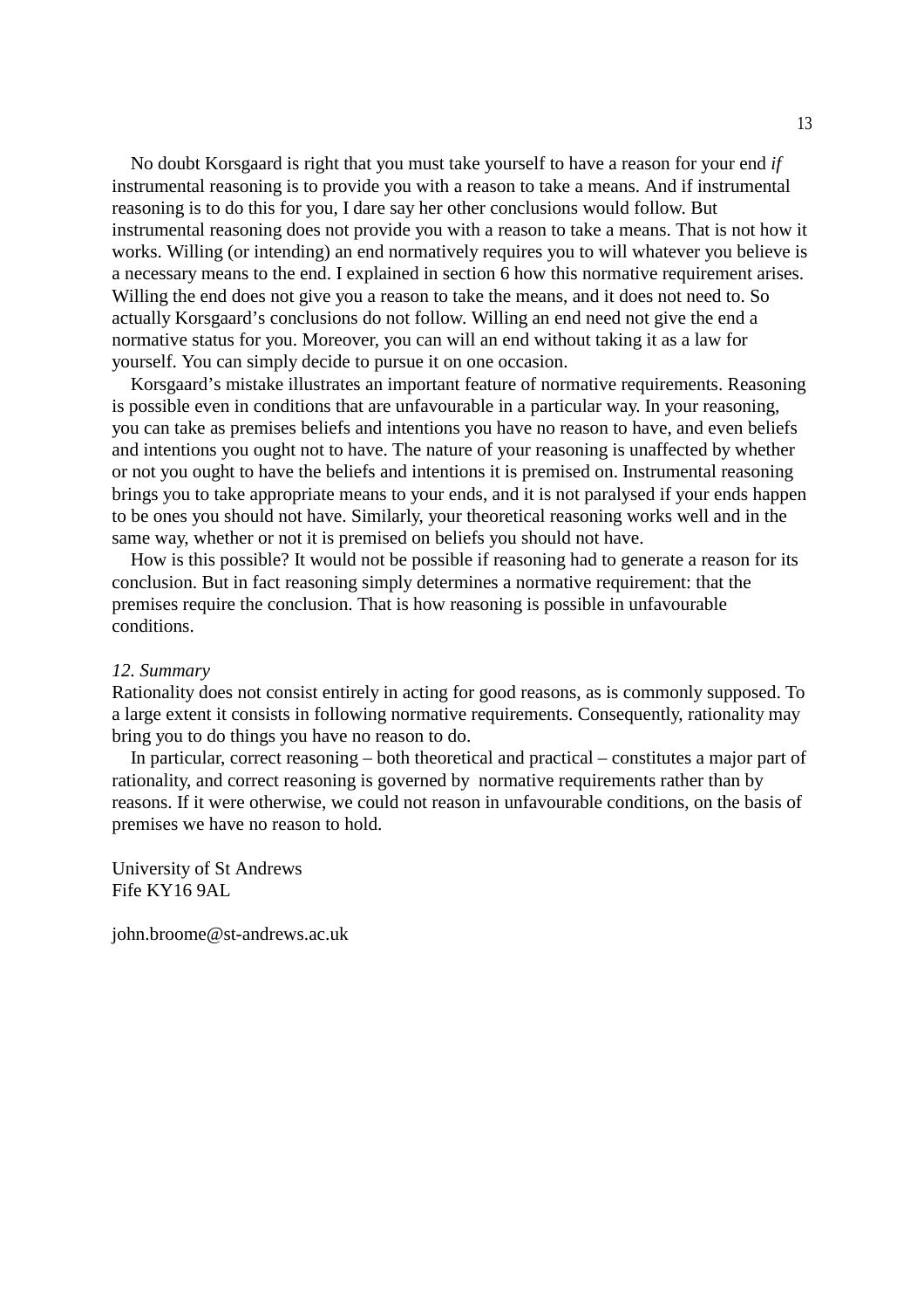No doubt Korsgaard is right that you must take yourself to have a reason for your end *if* instrumental reasoning is to provide you with a reason to take a means. And if instrumental reasoning is to do this for you, I dare say her other conclusions would follow. But instrumental reasoning does not provide you with a reason to take a means. That is not how it works. Willing (or intending) an end normatively requires you to will whatever you believe is a necessary means to the end. I explained in section 6 how this normative requirement arises. Willing the end does not give you a reason to take the means, and it does not need to. So actually Korsgaard's conclusions do not follow. Willing an end need not give the end a normative status for you. Moreover, you can will an end without taking it as a law for yourself. You can simply decide to pursue it on one occasion.

Korsgaard's mistake illustrates an important feature of normative requirements. Reasoning is possible even in conditions that are unfavourable in a particular way. In your reasoning, you can take as premises beliefs and intentions you have no reason to have, and even beliefs and intentions you ought not to have. The nature of your reasoning is unaffected by whether or not you ought to have the beliefs and intentions it is premised on. Instrumental reasoning brings you to take appropriate means to your ends, and it is not paralysed if your ends happen to be ones you should not have. Similarly, your theoretical reasoning works well and in the same way, whether or not it is premised on beliefs you should not have.

How is this possible? It would not be possible if reasoning had to generate a reason for its conclusion. But in fact reasoning simply determines a normative requirement: that the premises require the conclusion. That is how reasoning is possible in unfavourable conditions.

## *12. Summary*

Rationality does not consist entirely in acting for good reasons, as is commonly supposed. To a large extent it consists in following normative requirements. Consequently, rationality may bring you to do things you have no reason to do.

In particular, correct reasoning – both theoretical and practical – constitutes a major part of rationality, and correct reasoning is governed by normative requirements rather than by reasons. If it were otherwise, we could not reason in unfavourable conditions, on the basis of premises we have no reason to hold.

University of St Andrews
Fife KY16 9AL

john.broome@st-andrews.ac.uk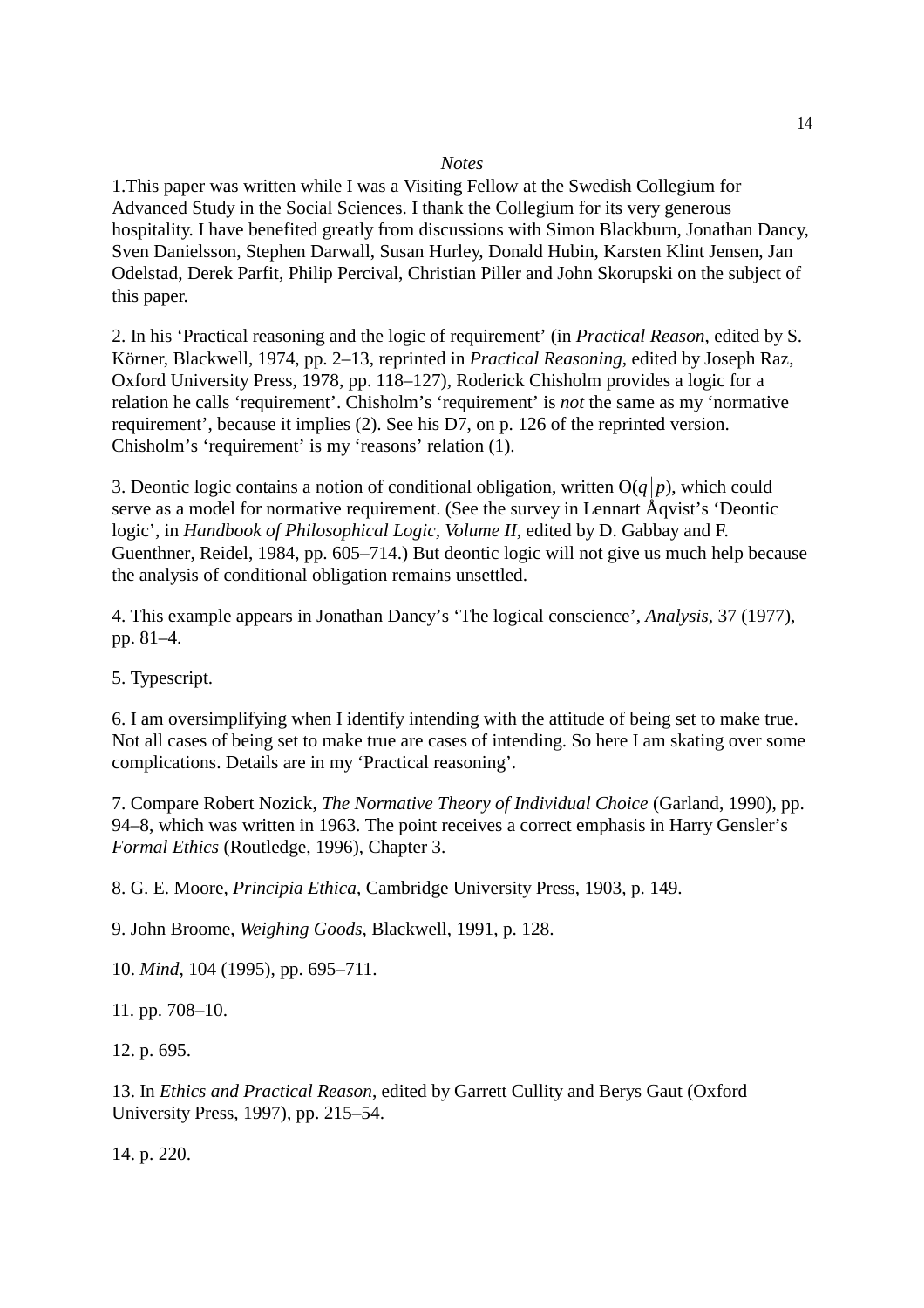*Notes*

1.This paper was written while I was a Visiting Fellow at the Swedish Collegium for Advanced Study in the Social Sciences. I thank the Collegium for its very generous hospitality. I have benefited greatly from discussions with Simon Blackburn, Jonathan Dancy, Sven Danielsson, Stephen Darwall, Susan Hurley, Donald Hubin, Karsten Klint Jensen, Jan Odelstad, Derek Parfit, Philip Percival, Christian Piller and John Skorupski on the subject of this paper.

2. In his 'Practical reasoning and the logic of requirement' (in *Practical Reason*, edited by S. Körner, Blackwell, 1974, pp. 2–13, reprinted in *Practical Reasoning*, edited by Joseph Raz, Oxford University Press, 1978, pp. 118–127), Roderick Chisholm provides a logic for a relation he calls 'requirement'. Chisholm's 'requirement' is *not* the same as my 'normative requirement', because it implies (2). See his D7, on p. 126 of the reprinted version. Chisholm's 'requirement' is my 'reasons' relation (1).

3. Deontic logic contains a notion of conditional obligation, written $O(q \mid p)$, which could serve as a model for normative requirement. (See the survey in Lennart Åqvist's 'Deontic logic', in *Handbook of Philosophical Logic, Volume II*, edited by D. Gabbay and F. Guenthner, Reidel, 1984, pp. 605–714.) But deontic logic will not give us much help because the analysis of conditional obligation remains unsettled.

4. This example appears in Jonathan Dancy's 'The logical conscience', *Analysis*, 37 (1977), pp. 81–4.

5. Typescript.

6. I am oversimplifying when I identify intending with the attitude of being set to make true. Not all cases of being set to make true are cases of intending. So here I am skating over some complications. Details are in my 'Practical reasoning'.

7. Compare Robert Nozick, *The Normative Theory of Individual Choice* (Garland, 1990), pp. 94–8, which was written in 1963. The point receives a correct emphasis in Harry Gensler's *Formal Ethics* (Routledge, 1996), Chapter 3.

8. G. E. Moore, *Principia Ethica*, Cambridge University Press, 1903, p. 149.

9. John Broome, *Weighing Goods*, Blackwell, 1991, p. 128.

10. *Mind*, 104 (1995), pp. 695–711.

11. pp. 708–10.

12. p. 695.

13. In *Ethics and Practical Reason*, edited by Garrett Cullity and Berys Gaut (Oxford University Press, 1997), pp. 215–54.

14. p. 220.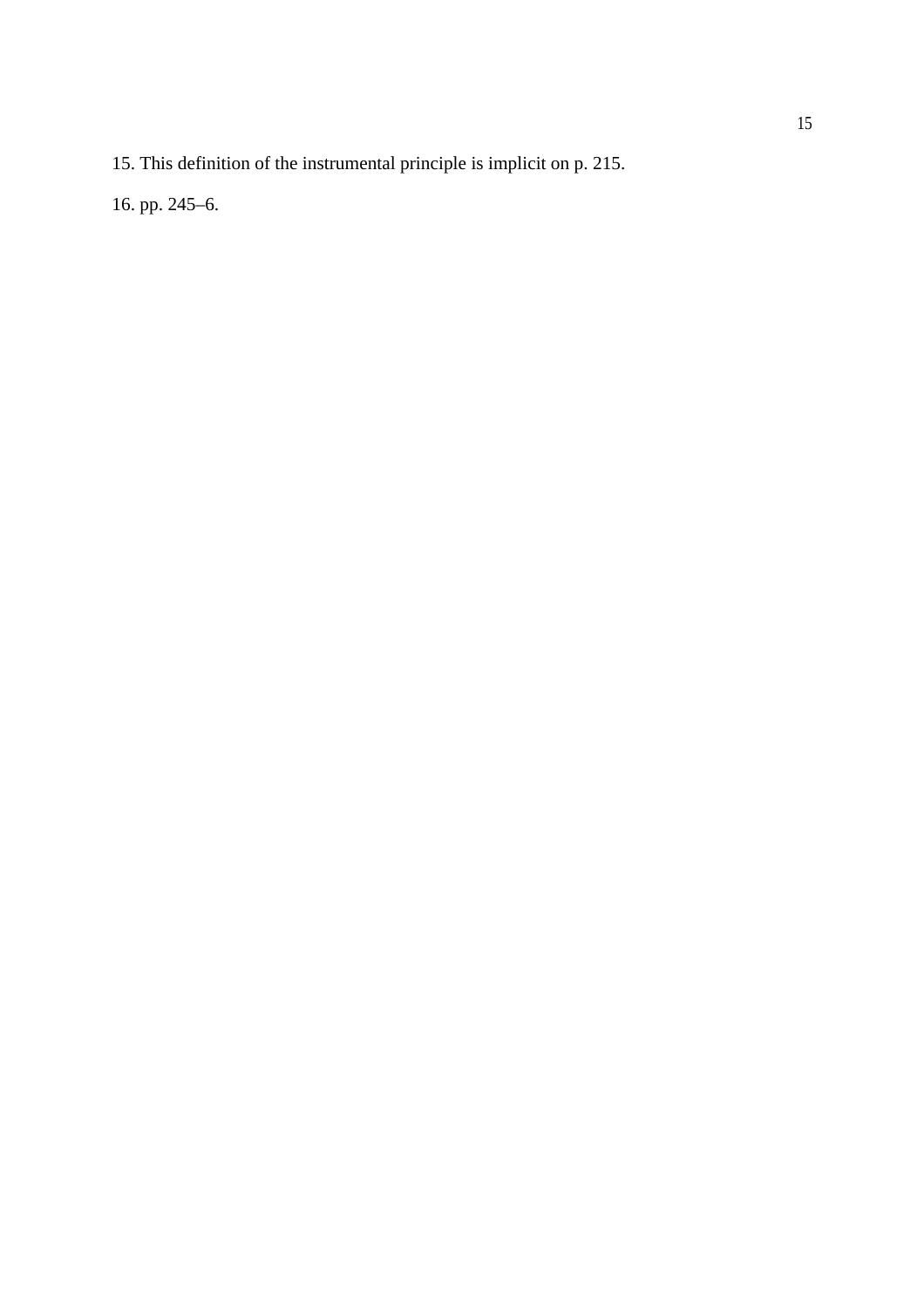15. This definition of the instrumental principle is implicit on p. 215.

16. pp. 245–6.